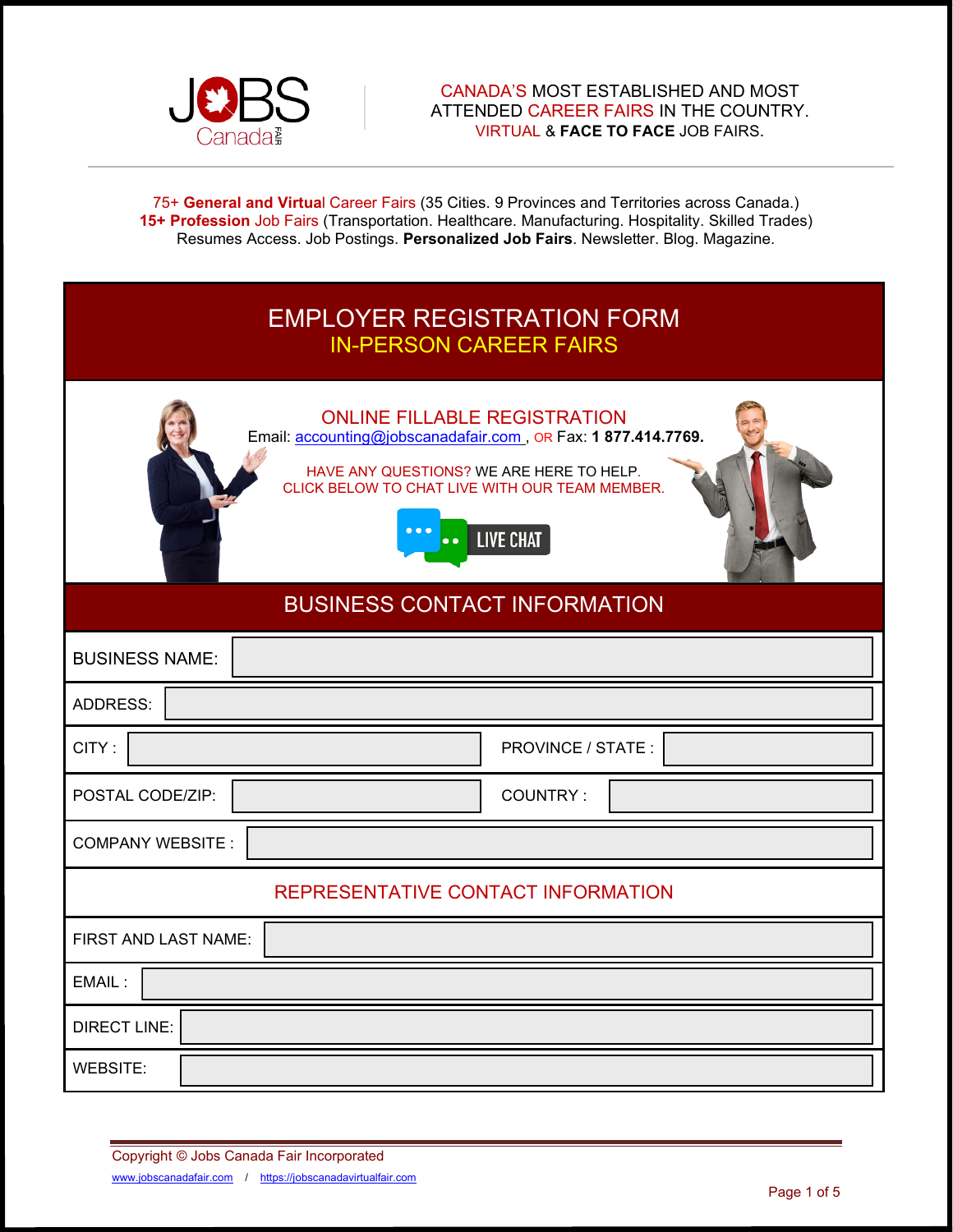CANADA'S MOST ESTABLISHED AND MOST ATTENDED CAREER FAIRS IN THE COUNTRY.
VIRTUAL & **FACE TO FACE** JOB FAIRS.

75+ **General and Virtual** Career Fairs (35 Cities. 9 Provinces and Territories across Canada.)
**15+ Profession** Job Fairs (Transportation. Healthcare. Manufacturing. Hospitality. Skilled Trades)
Resumes Access. Job Postings. **Personalized Job Fairs**. Newsletter. Blog. Magazine.

# EMPLOYER REGISTRATION FORM
## IN-PERSON CAREER FAIRS

### ONLINE FILLABLE REGISTRATION

Email: accounting@jobscanadafair.com , OR Fax: **1 877.414.7769.**

HAVE ANY QUESTIONS? WE ARE HERE TO HELP.
CLICK BELOW TO CHAT LIVE WITH OUR TEAM MEMBER.

LIVE CHAT

## BUSINESS CONTACT INFORMATION

| | | | |
|---|---|---|---|
| BUSINESS NAME: | | | |
| ADDRESS: | | | |
| CITY : | | PROVINCE / STATE : | |
| POSTAL CODE/ZIP: | | COUNTRY : | |
| COMPANY WEBSITE : | | | |

## REPRESENTATIVE CONTACT INFORMATION

| | |
|---|---|
| FIRST AND LAST NAME: | |
| EMAIL : | |
| DIRECT LINE: | |
| WEBSITE: | |

Copyright © Jobs Canada Fair Incorporated
www.jobscanadafair.com / https://jobscanadavirtualfair.com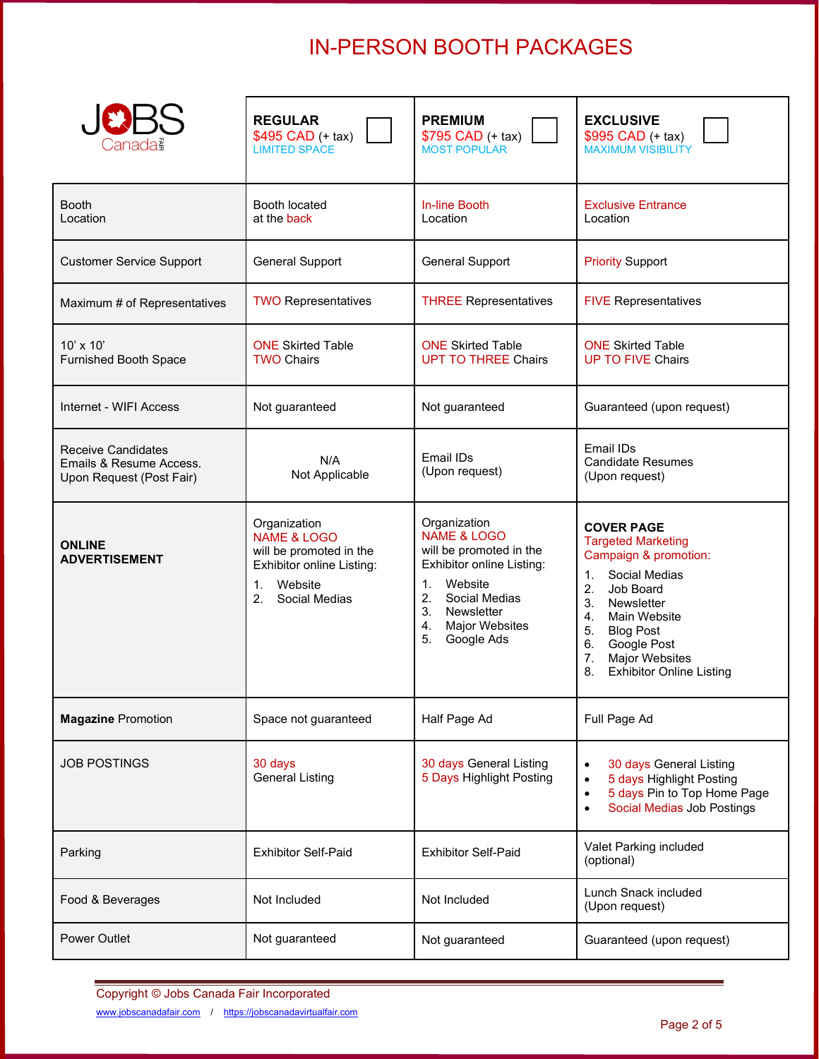# IN-PERSON BOOTH PACKAGES

| JOBS Canada FAIR | **REGULAR** $495 CAD (+ tax) LIMITED SPACE ☐ | **PREMIUM** $795 CAD (+ tax) MOST POPULAR ☐ | **EXCLUSIVE** $995 CAD (+ tax) MAXIMUM VISIBILITY ☐ |
|---|---|---|---|
| Booth Location | Booth located at the back | In-line Booth Location | Exclusive Entrance Location |
| Customer Service Support | General Support | General Support | Priority Support |
| Maximum # of Representatives | TWO Representatives | THREE Representatives | FIVE Representatives |
| 10' x 10' Furnished Booth Space | ONE Skirted Table<br>TWO Chairs | ONE Skirted Table<br>UPT TO THREE Chairs | ONE Skirted Table<br>UP TO FIVE Chairs |
| Internet - WIFI Access | Not guaranteed | Not guaranteed | Guaranteed (upon request) |
| Receive Candidates Emails & Resume Access. Upon Request (Post Fair) | N/A<br>Not Applicable | Email IDs<br>(Upon request) | Email IDs<br>Candidate Resumes<br>(Upon request) |
| **ONLINE ADVERTISEMENT** | Organization NAME & LOGO will be promoted in the Exhibitor online Listing:<br>1. Website<br>2. Social Medias | Organization NAME & LOGO will be promoted in the Exhibitor online Listing:<br>1. Website<br>2. Social Medias<br>3. Newsletter<br>4. Major Websites<br>5. Google Ads | **COVER PAGE**<br>Targeted Marketing Campaign & promotion:<br>1. Social Medias<br>2. Job Board<br>3. Newsletter<br>4. Main Website<br>5. Blog Post<br>6. Google Post<br>7. Major Websites<br>8. Exhibitor Online Listing |
| **Magazine** Promotion | Space not guaranteed | Half Page Ad | Full Page Ad |
| JOB POSTINGS | 30 days<br>General Listing | 30 days General Listing<br>5 Days Highlight Posting | • 30 days General Listing<br>• 5 days Highlight Posting<br>• 5 days Pin to Top Home Page<br>• Social Medias Job Postings |
| Parking | Exhibitor Self-Paid | Exhibitor Self-Paid | Valet Parking included (optional) |
| Food & Beverages | Not Included | Not Included | Lunch Snack included (Upon request) |
| Power Outlet | Not guaranteed | Not guaranteed | Guaranteed (upon request) |

Copyright © Jobs Canada Fair Incorporated

www.jobscanadafair.com / https://jobscanadavirtualfair.com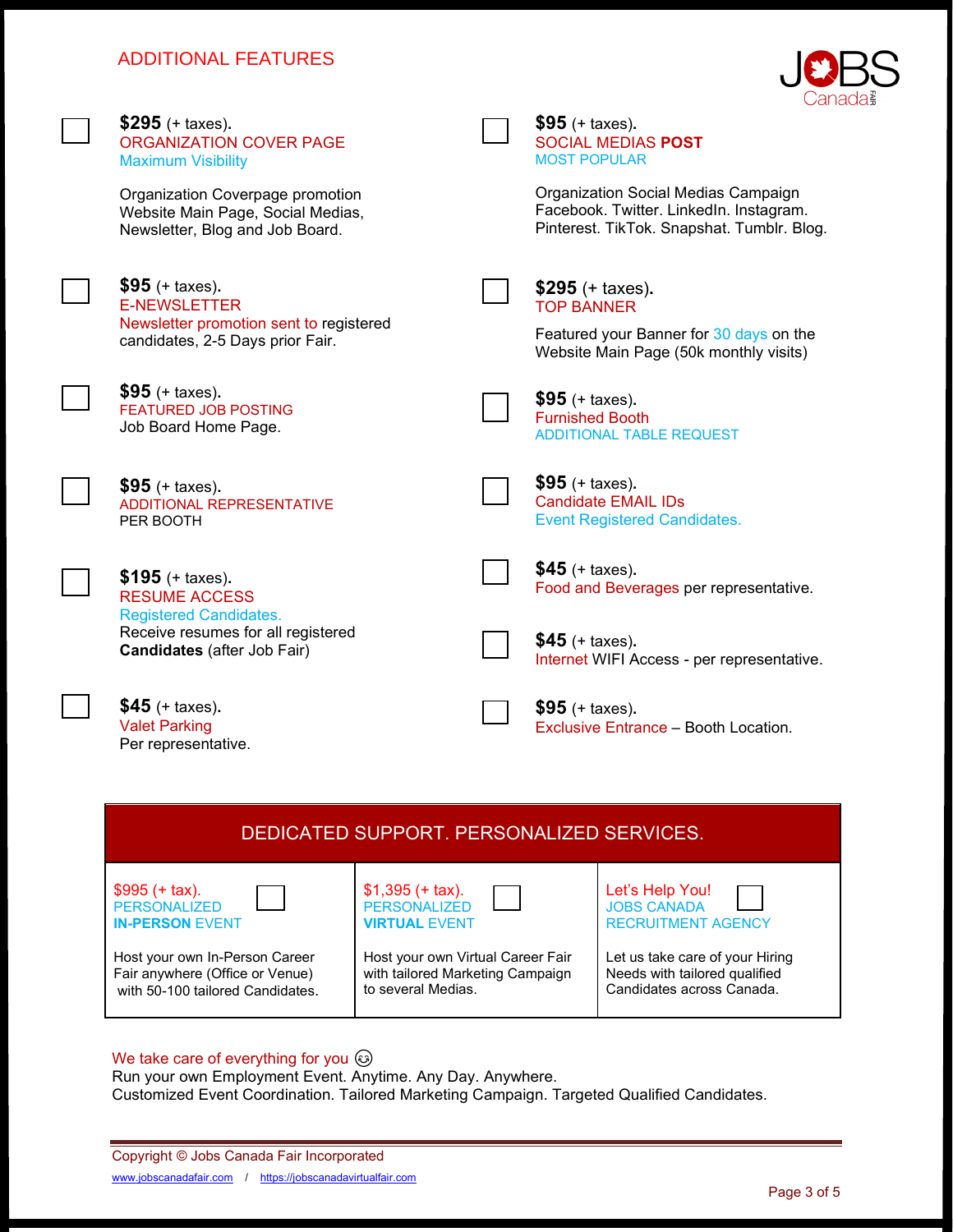## ADDITIONAL FEATURES

☐ **$295** (+ taxes).
ORGANIZATION COVER PAGE
Maximum Visibility

Organization Coverpage promotion
Website Main Page, Social Medias, Newsletter, Blog and Job Board.

☐ **$95** (+ taxes).
E-NEWSLETTER
Newsletter promotion sent to registered candidates, 2-5 Days prior Fair.

☐ **$95** (+ taxes).
FEATURED JOB POSTING
Job Board Home Page.

☐ **$95** (+ taxes).
ADDITIONAL REPRESENTATIVE
PER BOOTH

☐ **$195** (+ taxes).
RESUME ACCESS
Registered Candidates.
Receive resumes for all registered **Candidates** (after Job Fair)

☐ **$45** (+ taxes).
Valet Parking
Per representative.

☐ **$95** (+ taxes).
SOCIAL MEDIAS **POST**
MOST POPULAR

Organization Social Medias Campaign
Facebook. Twitter. LinkedIn. Instagram. Pinterest. TikTok. Snapshat. Tumblr. Blog.

☐ **$295** (+ taxes).
TOP BANNER

Featured your Banner for 30 days on the Website Main Page (50k monthly visits)

☐ **$95** (+ taxes).
Furnished Booth
ADDITIONAL TABLE REQUEST

☐ **$95** (+ taxes).
Candidate EMAIL IDs
Event Registered Candidates.

☐ **$45** (+ taxes).
Food and Beverages per representative.

☐ **$45** (+ taxes).
Internet WIFI Access - per representative.

☐ **$95** (+ taxes).
Exclusive Entrance – Booth Location.

| DEDICATED SUPPORT. PERSONALIZED SERVICES. | | |
|---|---|---|
| $995 (+ tax). ☐<br>PERSONALIZED<br>**IN-PERSON** EVENT<br><br>Host your own In-Person Career Fair anywhere (Office or Venue) with 50-100 tailored Candidates. | $1,395 (+ tax). ☐<br>PERSONALIZED<br>**VIRTUAL** EVENT<br><br>Host your own Virtual Career Fair with tailored Marketing Campaign to several Medias. | Let's Help You! ☐<br>JOBS CANADA<br>RECRUITMENT AGENCY<br><br>Let us take care of your Hiring Needs with tailored qualified Candidates across Canada. |

We take care of everything for you 😉
Run your own Employment Event. Anytime. Any Day. Anywhere.
Customized Event Coordination. Tailored Marketing Campaign. Targeted Qualified Candidates.

Copyright © Jobs Canada Fair Incorporated
www.jobscanadafair.com / https://jobscanadavirtualfair.com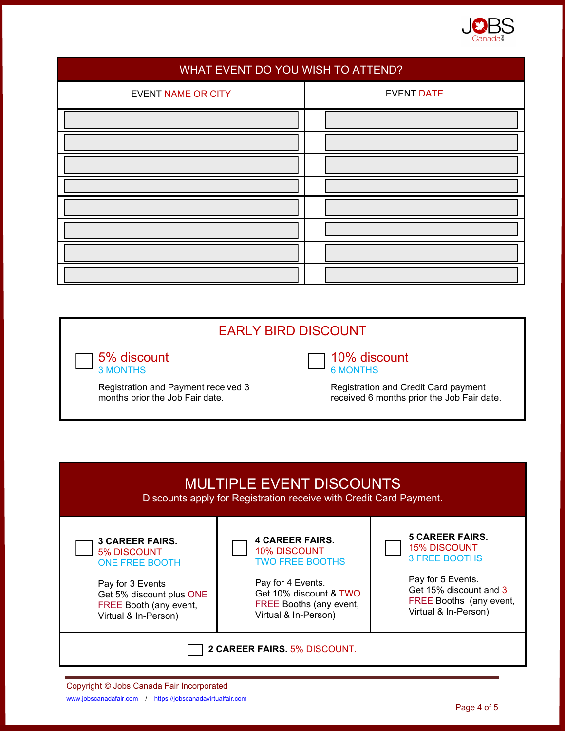## WHAT EVENT DO YOU WISH TO ATTEND?

| EVENT NAME OR CITY | EVENT DATE |
|---|---|
| | |
| | |
| | |
| | |
| | |
| | |
| | |
| | |

## EARLY BIRD DISCOUNT

☐ **5% discount**
3 MONTHS

Registration and Payment received 3 months prior the Job Fair date.

☐ **10% discount**
6 MONTHS

Registration and Credit Card payment received 6 months prior the Job Fair date.

## MULTIPLE EVENT DISCOUNTS

Discounts apply for Registration receive with Credit Card Payment.

| ☐ **3 CAREER FAIRS.** 5% DISCOUNT ONE FREE BOOTH<br><br>Pay for 3 Events Get 5% discount plus ONE FREE Booth (any event, Virtual & In-Person) | ☐ **4 CAREER FAIRS.** 10% DISCOUNT TWO FREE BOOTHS<br><br>Pay for 4 Events. Get 10% discount & TWO FREE Booths (any event, Virtual & In-Person) | ☐ **5 CAREER FAIRS.** 15% DISCOUNT 3 FREE BOOTHS<br><br>Pay for 5 Events. Get 15% discount and 3 FREE Booths (any event, Virtual & In-Person) |
|---|---|---|

☐ **2 CAREER FAIRS.** 5% DISCOUNT.

Copyright © Jobs Canada Fair Incorporated

www.jobscanadafair.com / https://jobscanadavirtualfair.com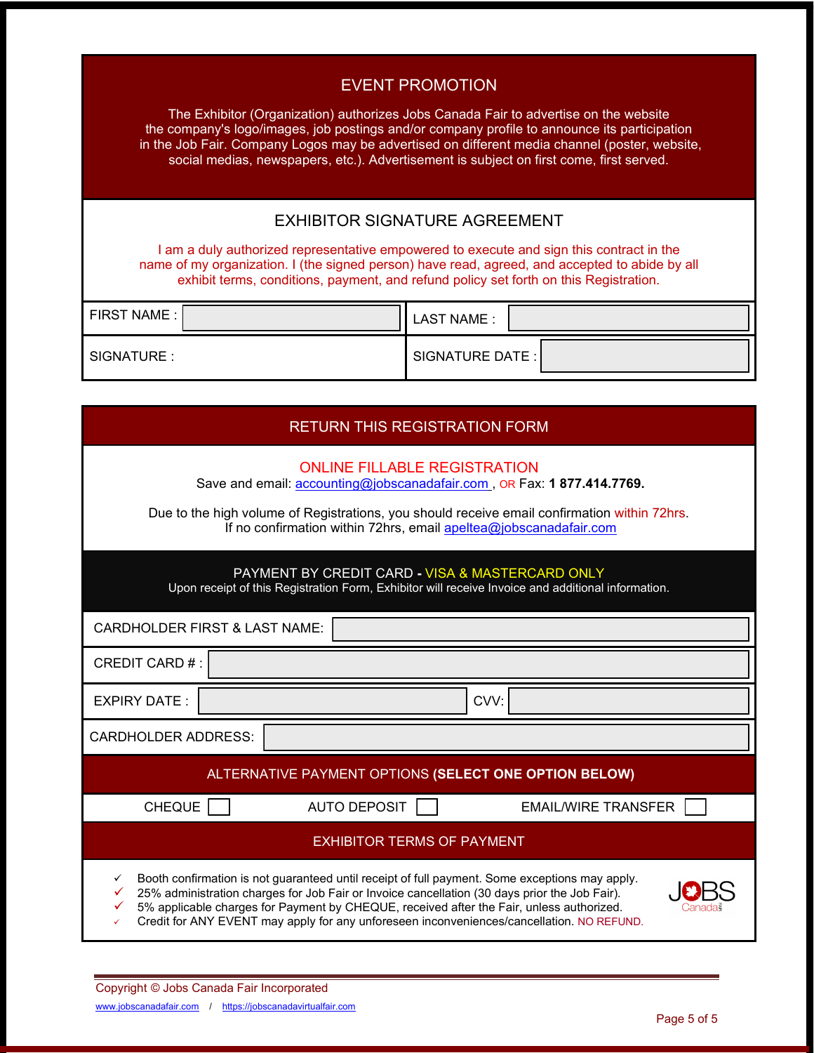## EVENT PROMOTION

The Exhibitor (Organization) authorizes Jobs Canada Fair to advertise on the website the company's logo/images, job postings and/or company profile to announce its participation in the Job Fair. Company Logos may be advertised on different media channel (poster, website, social medias, newspapers, etc.). Advertisement is subject on first come, first served.

## EXHIBITOR SIGNATURE AGREEMENT

I am a duly authorized representative empowered to execute and sign this contract in the name of my organization. I (the signed person) have read, agreed, and accepted to abide by all exhibit terms, conditions, payment, and refund policy set forth on this Registration.

| | |
|---|---|
| FIRST NAME : | LAST NAME : |
| SIGNATURE : | SIGNATURE DATE : |

## RETURN THIS REGISTRATION FORM

ONLINE FILLABLE REGISTRATION

Save and email: accounting@jobscanadafair.com , OR Fax: **1 877.414.7769.**

Due to the high volume of Registrations, you should receive email confirmation within 72hrs.
If no confirmation within 72hrs, email apeltea@jobscanadafair.com

## PAYMENT BY CREDIT CARD - VISA & MASTERCARD ONLY

Upon receipt of this Registration Form, Exhibitor will receive Invoice and additional information.

| | |
|---|---|
| CARDHOLDER FIRST & LAST NAME: | |
| CREDIT CARD # : | |
| EXPIRY DATE : | CVV: |
| CARDHOLDER ADDRESS: | |

## ALTERNATIVE PAYMENT OPTIONS **(SELECT ONE OPTION BELOW)**

CHEQUE ☐ AUTO DEPOSIT ☐ EMAIL/WIRE TRANSFER ☐

## EXHIBITOR TERMS OF PAYMENT

- ✓ Booth confirmation is not guaranteed until receipt of full payment. Some exceptions may apply.
- ✓ 25% administration charges for Job Fair or Invoice cancellation (30 days prior the Job Fair).
- ✓ 5% applicable charges for Payment by CHEQUE, received after the Fair, unless authorized.
- ✓ Credit for ANY EVENT may apply for any unforeseen inconveniences/cancellation. NO REFUND.

JOBS Canada

Copyright © Jobs Canada Fair Incorporated

www.jobscanadafair.com / https://jobscanadavirtualfair.com